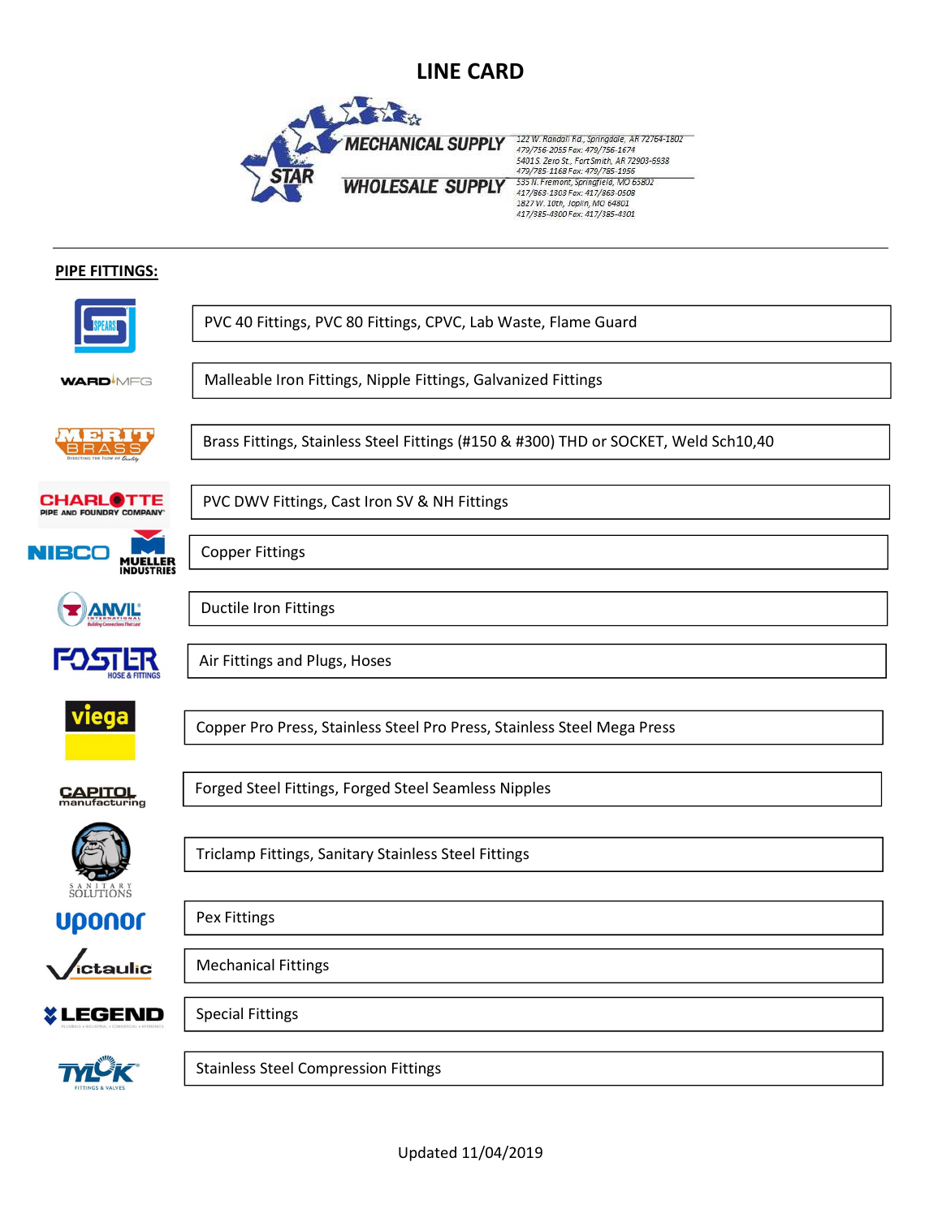# LINE CARD

**STAR**

**MECHANICAL SUPPLY**

**WHOLESALE SUPPLY**

122 W. Randall Rd., Springdale, AR 72764-1802
479/756-2055 Fax: 479/756-1674
5401 S. Zero St., Fort Smith, AR 72903-6938
479/785-1168 Fax: 479/785-1956
535 N. Fremont, Springfield, MO 65802
417/863-1303 Fax: 417/863-0508
1827 W. 10th, Joplin, MO 64801
417/385-4300 Fax: 417/385-4301

---

**PIPE FITTINGS:**

| Manufacturer | Products |
| --- | --- |
| Spears | PVC 40 Fittings, PVC 80 Fittings, CPVC, Lab Waste, Flame Guard |
| Ward MFG | Malleable Iron Fittings, Nipple Fittings, Galvanized Fittings |
| Merit Brass | Brass Fittings, Stainless Steel Fittings (#150 & #300) THD or SOCKET, Weld Sch10,40 |
| Charlotte Pipe and Foundry Company | PVC DWV Fittings, Cast Iron SV & NH Fittings |
| NIBCO / Mueller Industries | Copper Fittings |
| Anvil International | Ductile Iron Fittings |
| Foster Hose & Fittings | Air Fittings and Plugs, Hoses |
| Viega | Copper Pro Press, Stainless Steel Pro Press, Stainless Steel Mega Press |
| Capitol Manufacturing | Forged Steel Fittings, Forged Steel Seamless Nipples |
| Sanitary Solutions | Triclamp Fittings, Sanitary Stainless Steel Fittings |
| Uponor | Pex Fittings |
| Victaulic | Mechanical Fittings |
| Legend | Special Fittings |
| Tylok Fittings & Valves | Stainless Steel Compression Fittings |

Updated 11/04/2019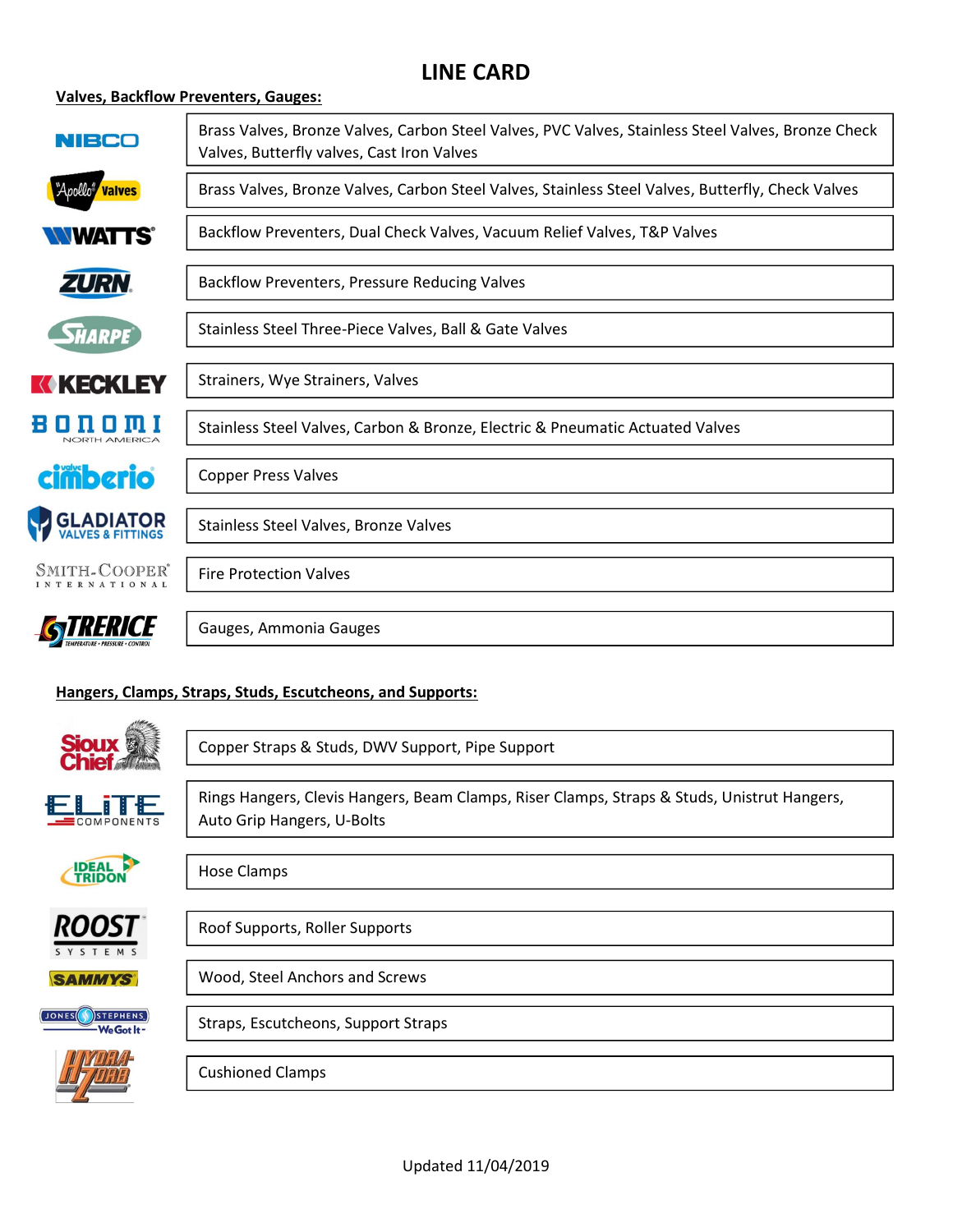# LINE CARD

**Valves, Backflow Preventers, Gauges:**

| Brand | Products |
|---|---|
| NIBCO | Brass Valves, Bronze Valves, Carbon Steel Valves, PVC Valves, Stainless Steel Valves, Bronze Check Valves, Butterfly valves, Cast Iron Valves |
| Apollo Valves | Brass Valves, Bronze Valves, Carbon Steel Valves, Stainless Steel Valves, Butterfly, Check Valves |
| WATTS | Backflow Preventers, Dual Check Valves, Vacuum Relief Valves, T&P Valves |
| ZURN | Backflow Preventers, Pressure Reducing Valves |
| SHARPE | Stainless Steel Three-Piece Valves, Ball & Gate Valves |
| KECKLEY | Strainers, Wye Strainers, Valves |
| BONOMI North America | Stainless Steel Valves, Carbon & Bronze, Electric & Pneumatic Actuated Valves |
| cimberio | Copper Press Valves |
| GLADIATOR Valves & Fittings | Stainless Steel Valves, Bronze Valves |
| Smith-Cooper International | Fire Protection Valves |
| TRERICE | Gauges, Ammonia Gauges |

**Hangers, Clamps, Straps, Studs, Escutcheons, and Supports:**

| Brand | Products |
|---|---|
| Sioux Chief | Copper Straps & Studs, DWV Support, Pipe Support |
| ELITE Components | Rings Hangers, Clevis Hangers, Beam Clamps, Riser Clamps, Straps & Studs, Unistrut Hangers, Auto Grip Hangers, U-Bolts |
| Ideal Tridon | Hose Clamps |
| ROOST Systems | Roof Supports, Roller Supports |
| SAMMYS | Wood, Steel Anchors and Screws |
| Jones Stephens | Straps, Escutcheons, Support Straps |
| Hydra-Zorb | Cushioned Clamps |

Updated 11/04/2019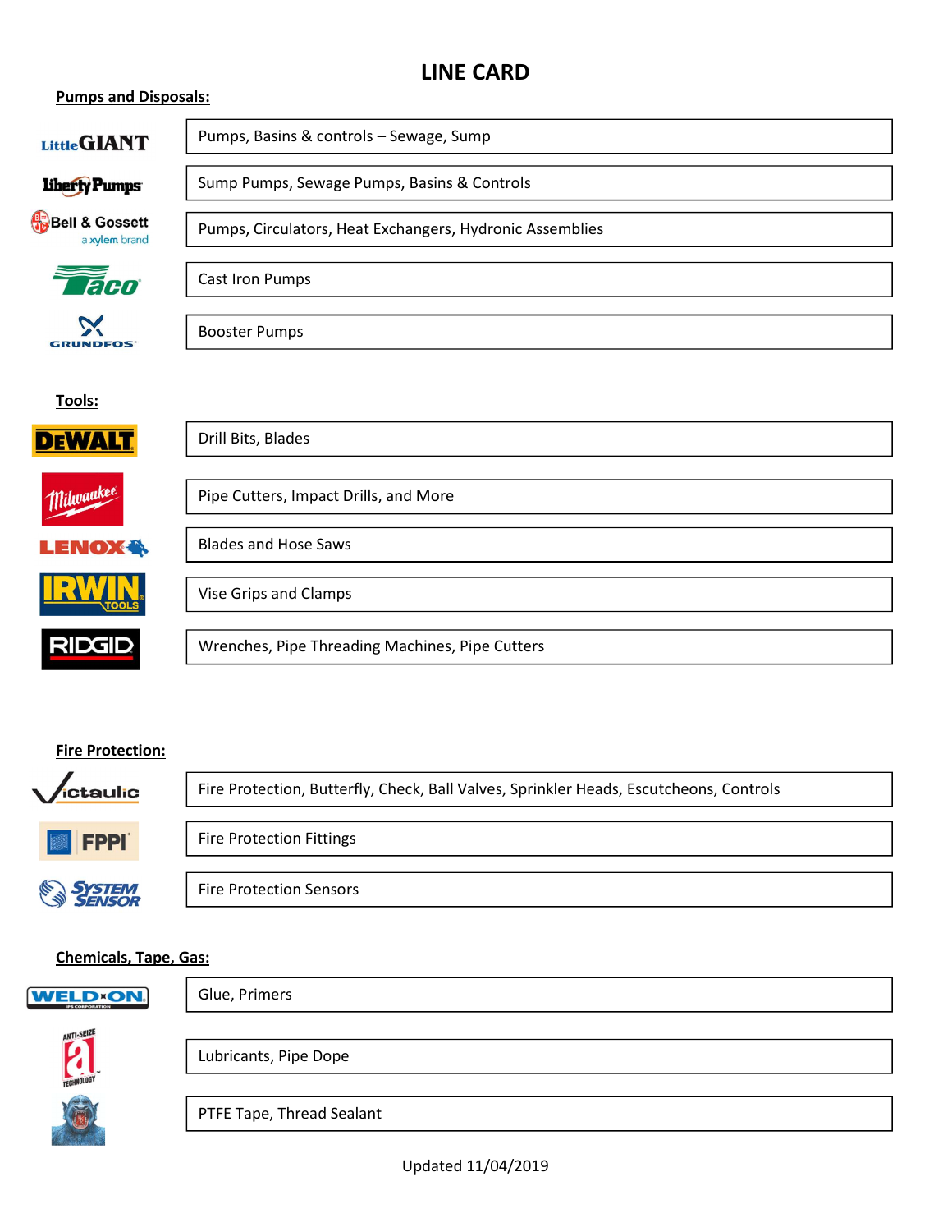# LINE CARD

**Pumps and Disposals:**

| Brand | Products |
|---|---|
| Little GIANT | Pumps, Basins & controls – Sewage, Sump |
| Liberty Pumps | Sump Pumps, Sewage Pumps, Basins & Controls |
| Bell & Gossett a xylem brand | Pumps, Circulators, Heat Exchangers, Hydronic Assemblies |
| Taco | Cast Iron Pumps |
| GRUNDFOS | Booster Pumps |

**Tools:**

| Brand | Products |
|---|---|
| DEWALT | Drill Bits, Blades |
| Milwaukee | Pipe Cutters, Impact Drills, and More |
| LENOX | Blades and Hose Saws |
| IRWIN TOOLS | Vise Grips and Clamps |
| RIDGID | Wrenches, Pipe Threading Machines, Pipe Cutters |

**Fire Protection:**

| Brand | Products |
|---|---|
| Victaulic | Fire Protection, Butterfly, Check, Ball Valves, Sprinkler Heads, Escutcheons, Controls |
| FPPI | Fire Protection Fittings |
| SYSTEM SENSOR | Fire Protection Sensors |

**Chemicals, Tape, Gas:**

| Brand | Products |
|---|---|
| WELD-ON | Glue, Primers |
| Anti-Seize Technology | Lubricants, Pipe Dope |
| | PTFE Tape, Thread Sealant |

Updated 11/04/2019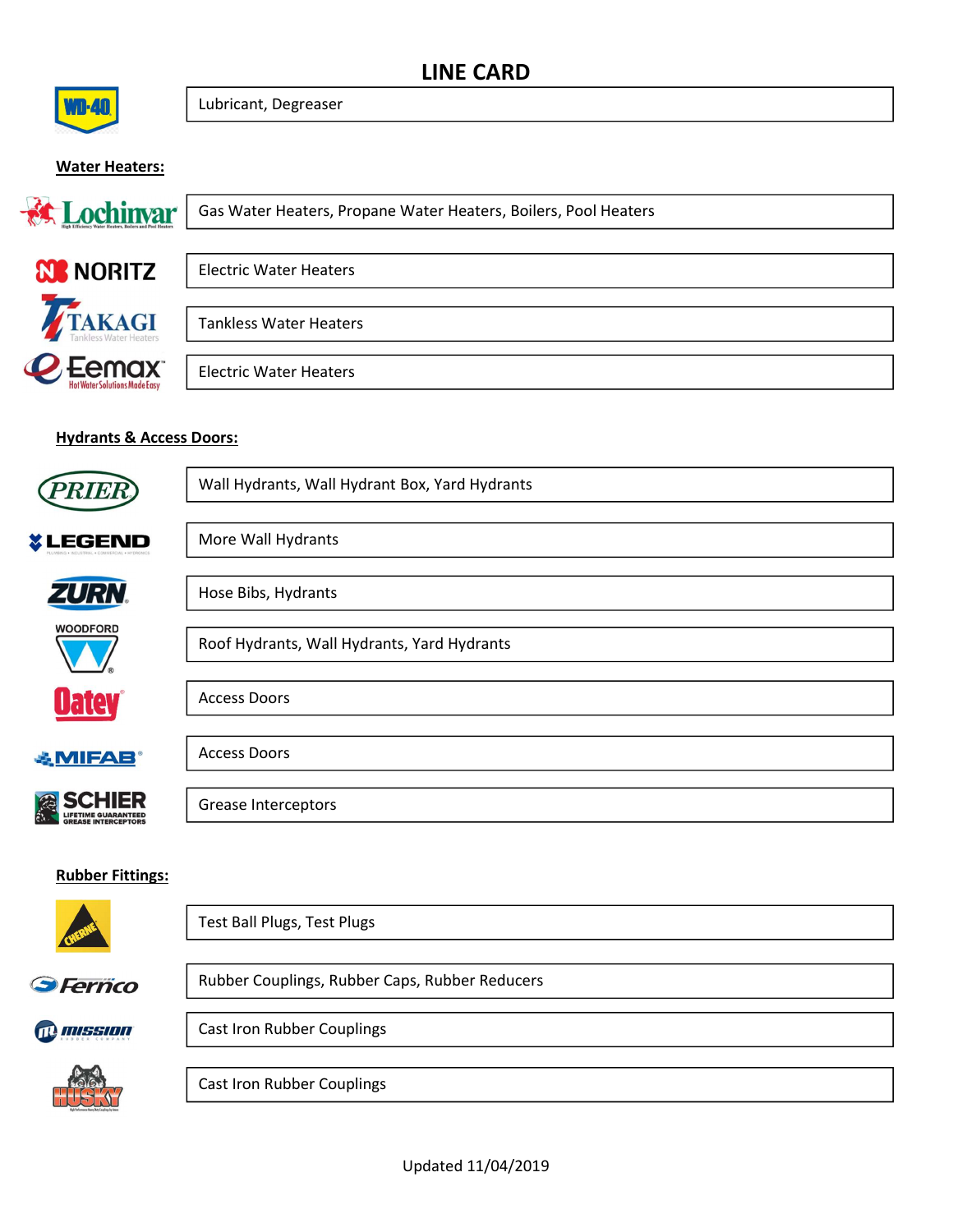# LINE CARD

| Brand | Products |
|---|---|
| WD-40 | Lubricant, Degreaser |

**Water Heaters:**

| Brand | Products |
|---|---|
| Lochinvar | Gas Water Heaters, Propane Water Heaters, Boilers, Pool Heaters |
| Noritz | Electric Water Heaters |
| Takagi | Tankless Water Heaters |
| Eemax | Electric Water Heaters |

**Hydrants & Access Doors:**

| Brand | Products |
|---|---|
| Prier | Wall Hydrants, Wall Hydrant Box, Yard Hydrants |
| Legend | More Wall Hydrants |
| Zurn | Hose Bibs, Hydrants |
| Woodford | Roof Hydrants, Wall Hydrants, Yard Hydrants |
| Oatey | Access Doors |
| Mifab | Access Doors |
| Schier | Grease Interceptors |

**Rubber Fittings:**

| Brand | Products |
|---|---|
| Cherne | Test Ball Plugs, Test Plugs |
| Fernco | Rubber Couplings, Rubber Caps, Rubber Reducers |
| Mission | Cast Iron Rubber Couplings |
| Husky | Cast Iron Rubber Couplings |

Updated 11/04/2019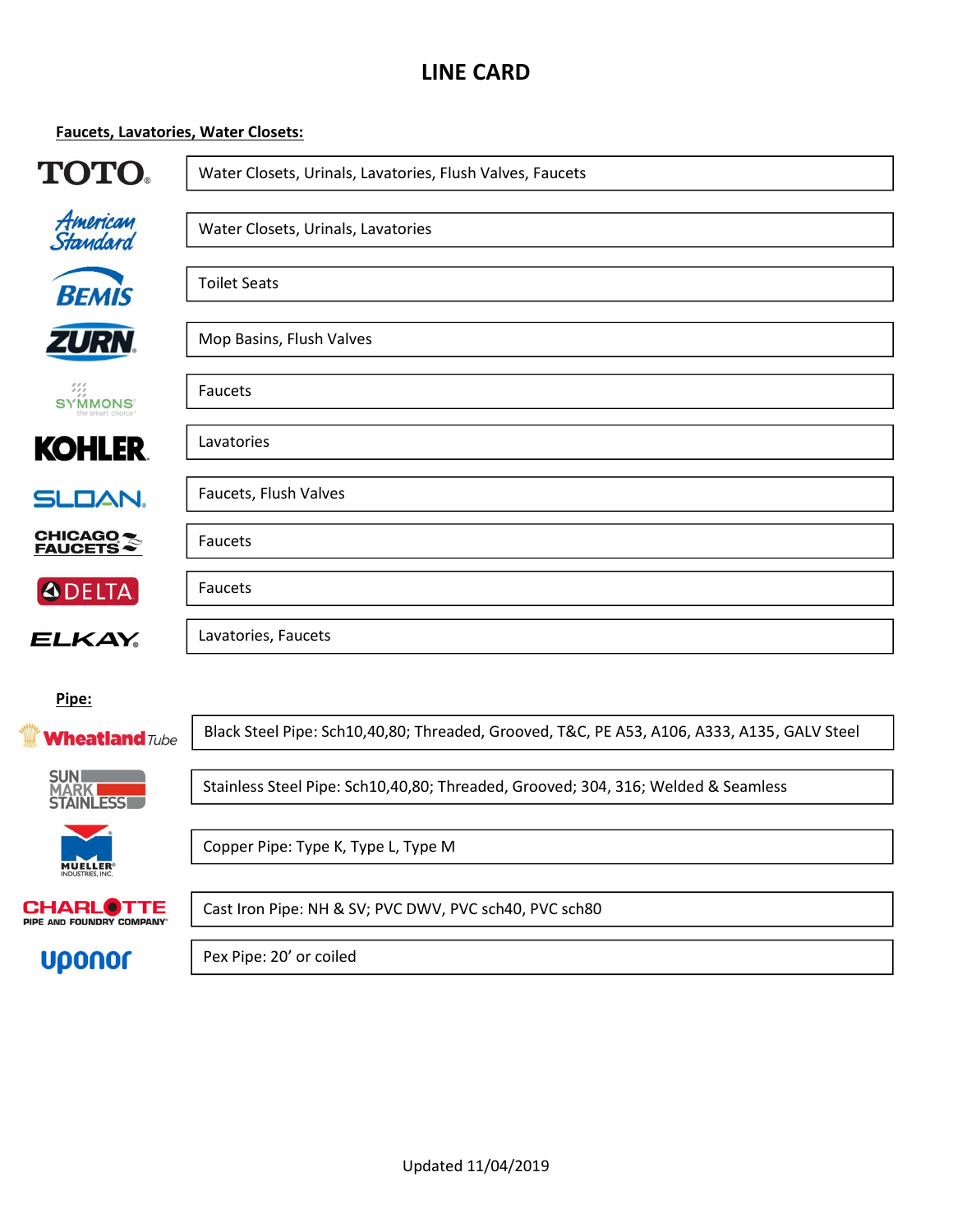# LINE CARD

**Faucets, Lavatories, Water Closets:**

| | |
|---|---|
| TOTO | Water Closets, Urinals, Lavatories, Flush Valves, Faucets |
| American Standard | Water Closets, Urinals, Lavatories |
| BEMIS | Toilet Seats |
| ZURN | Mop Basins, Flush Valves |
| SYMMONS | Faucets |
| KOHLER | Lavatories |
| SLOAN | Faucets, Flush Valves |
| CHICAGO FAUCETS | Faucets |
| DELTA | Faucets |
| ELKAY | Lavatories, Faucets |

**Pipe:**

| | |
|---|---|
| Wheatland Tube | Black Steel Pipe: Sch10,40,80; Threaded, Grooved, T&C, PE A53, A106, A333, A135, GALV Steel |
| SUN MARK STAINLESS | Stainless Steel Pipe: Sch10,40,80; Threaded, Grooved; 304, 316; Welded & Seamless |
| MUELLER INDUSTRIES, INC. | Copper Pipe: Type K, Type L, Type M |
| CHARLOTTE PIPE AND FOUNDRY COMPANY | Cast Iron Pipe: NH & SV; PVC DWV, PVC sch40, PVC sch80 |
| uponor | Pex Pipe: 20' or coiled |

Updated 11/04/2019